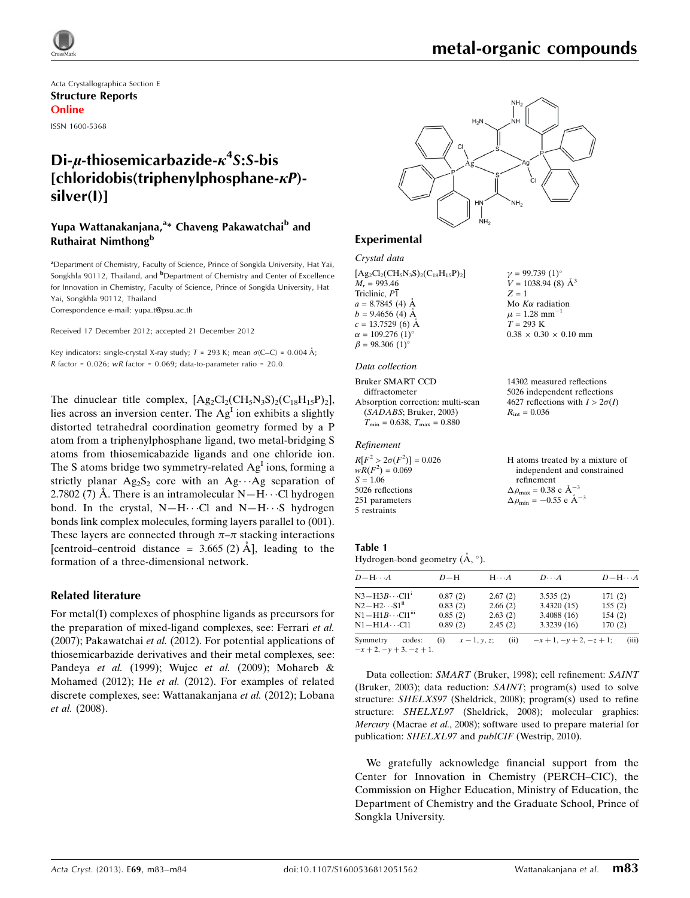Acta Crystallographica Section E

**Structure Reports**

**Online**

ISSN 1600-5368

# Di-μ-thiosemicarbazide-κ⁴S:S-bis[chloridobis(triphenylphosphane-κP)-silver(I)]

**Yupa Wattanakanjana,[a]* Chaveng Pakawatchai[b] and Ruthairat Nimthong[b]**

[a]Department of Chemistry, Faculty of Science, Prince of Songkla University, Hat Yai, Songkhla 90112, Thailand, and [b]Department of Chemistry and Center of Excellence for Innovation in Chemistry, Faculty of Science, Prince of Songkla University, Hat Yai, Songkhla 90112, Thailand

Correspondence e-mail: yupa.t@psu.ac.th

Received 17 December 2012; accepted 21 December 2012

Key indicators: single-crystal X-ray study; $T$ = 293 K; mean σ(C–C) = 0.004 Å; $R$ factor = 0.026; $wR$ factor = 0.069; data-to-parameter ratio = 20.0.

The dinuclear title complex, $[Ag_2Cl_2(CH_5N_3S)_2(C_{18}H_{15}P)_2]$, lies across an inversion center. The $Ag^I$ ion exhibits a slightly distorted tetrahedral coordination geometry formed by a P atom from a triphenylphosphane ligand, two metal-bridging S atoms from thiosemicarbazide ligands and one chloride ion. The S atoms bridge two symmetry-related $Ag^I$ ions, forming a strictly planar $Ag_2S_2$ core with an Ag···Ag separation of 2.7802 (7) Å. There is an intramolecular N—H···Cl hydrogen bond. In the crystal, N—H···Cl and N—H···S hydrogen bonds link complex molecules, forming layers parallel to (001). These layers are connected through π–π stacking interactions [centroid–centroid distance = 3.665 (2) Å], leading to the formation of a three-dimensional network.

## Related literature

For metal(I) complexes of phosphine ligands as precursors for the preparation of mixed-ligand complexes, see: Ferrari *et al.* (2007); Pakawatchai *et al.* (2012). For potential applications of thiosemicarbazide derivatives and their metal complexes, see: Pandeya *et al.* (1999); Wujec *et al.* (2009); Mohareb & Mohamed (2012); He *et al.* (2012). For examples of related discrete complexes, see: Wattanakanjana *et al.* (2012); Lobana *et al.* (2008).

## Experimental

### Crystal data

$[Ag_2Cl_2(CH_5N_3S)_2(C_{18}H_{15}P)_2]$
$M_r$ = 993.46
Triclinic, $P\overline{1}$
$a$ = 8.7845 (4) Å
$b$ = 9.4656 (4) Å
$c$ = 13.7529 (6) Å
α = 109.276 (1)°
β = 98.306 (1)°
γ = 99.739 (1)°
$V$ = 1038.94 (8) Å³
$Z$ = 1
Mo $K\alpha$ radiation
μ = 1.28 mm⁻¹
$T$ = 293 K
0.38 × 0.30 × 0.10 mm

### Data collection

Bruker SMART CCD diffractometer
Absorption correction: multi-scan (*SADABS*; Bruker, 2003)
$T_{min}$ = 0.638, $T_{max}$ = 0.880
14302 measured reflections
5026 independent reflections
4627 reflections with $I > 2\sigma(I)$
$R_{int}$ = 0.036

### Refinement

$R[F^2 > 2\sigma(F^2)]$ = 0.026
$wR(F^2)$ = 0.069
$S$ = 1.06
5026 reflections
251 parameters
5 restraints
H atoms treated by a mixture of independent and constrained refinement
$\Delta\rho_{max}$ = 0.38 e Å⁻³
$\Delta\rho_{min}$ = −0.55 e Å⁻³

**Table 1**
Hydrogen-bond geometry (Å, °).

| $D$—H···$A$ | $D$—H | H···$A$ | $D$···$A$ | $D$—H···$A$ |
|---|---|---|---|---|
| N3—H3B···Cl1[i] | 0.87 (2) | 2.67 (2) | 3.535 (2) | 171 (2) |
| N2—H2···S1[ii] | 0.83 (2) | 2.66 (2) | 3.4320 (15) | 155 (2) |
| N1—H1B···Cl1[iii] | 0.85 (2) | 2.63 (2) | 3.4088 (16) | 154 (2) |
| N1—H1A···Cl1 | 0.89 (2) | 2.45 (2) | 3.3239 (16) | 170 (2) |

Symmetry codes: (i) $x-1, y, z$; (ii) $-x+1, -y+2, -z+1$; (iii) $-x+2, -y+3, -z+1$.

Data collection: *SMART* (Bruker, 1998); cell refinement: *SAINT* (Bruker, 2003); data reduction: *SAINT*; program(s) used to solve structure: *SHELXS97* (Sheldrick, 2008); program(s) used to refine structure: *SHELXL97* (Sheldrick, 2008); molecular graphics: *Mercury* (Macrae *et al.*, 2008); software used to prepare material for publication: *SHELXL97* and *publCIF* (Westrip, 2010).

We gratefully acknowledge financial support from the Center for Innovation in Chemistry (PERCH–CIC), the Commission on Higher Education, Ministry of Education, the Department of Chemistry and the Graduate School, Prince of Songkla University.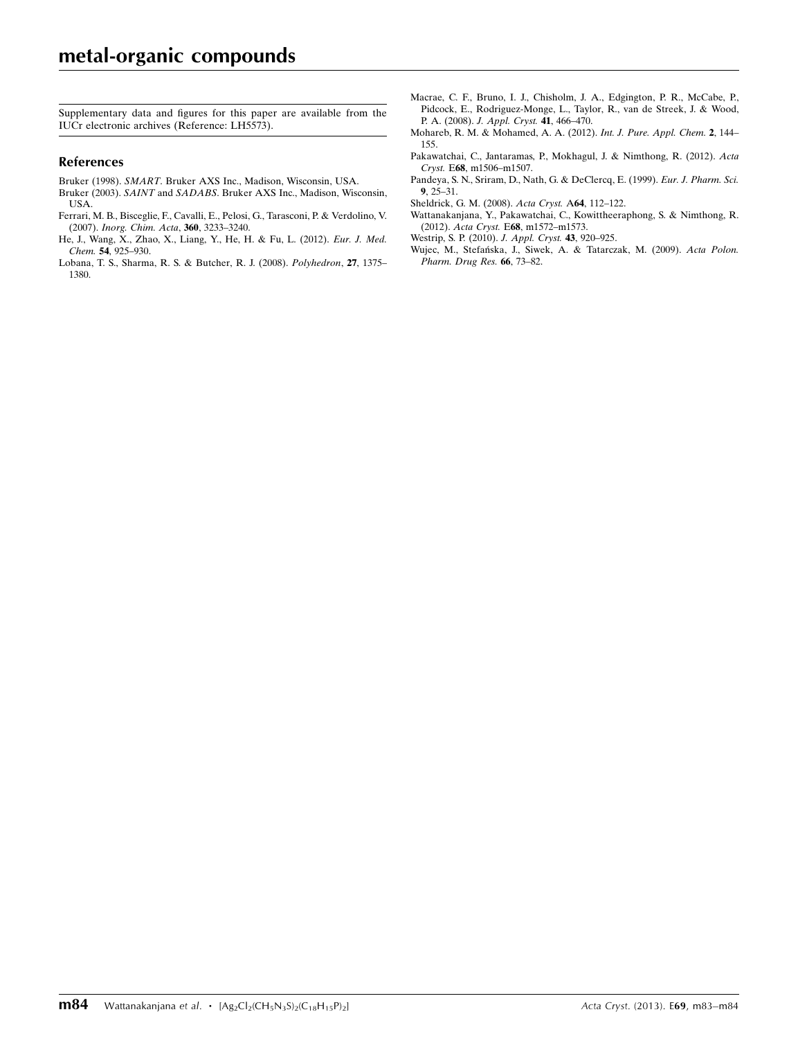Supplementary data and figures for this paper are available from the IUCr electronic archives (Reference: LH5573).

## References

Bruker (1998). *SMART*. Bruker AXS Inc., Madison, Wisconsin, USA.

Bruker (2003). *SAINT* and *SADABS*. Bruker AXS Inc., Madison, Wisconsin, USA.

Ferrari, M. B., Bisceglie, F., Cavalli, E., Pelosi, G., Tarasconi, P. & Verdolino, V. (2007). *Inorg. Chim. Acta*, **360**, 3233–3240.

He, J., Wang, X., Zhao, X., Liang, Y., He, H. & Fu, L. (2012). *Eur. J. Med. Chem.* **54**, 925–930.

Lobana, T. S., Sharma, R. S. & Butcher, R. J. (2008). *Polyhedron*, **27**, 1375–1380.

Macrae, C. F., Bruno, I. J., Chisholm, J. A., Edgington, P. R., McCabe, P., Pidcock, E., Rodriguez-Monge, L., Taylor, R., van de Streek, J. & Wood, P. A. (2008). *J. Appl. Cryst.* **41**, 466–470.

Mohareb, R. M. & Mohamed, A. A. (2012). *Int. J. Pure. Appl. Chem.* **2**, 144–155.

Pakawatchai, C., Jantaramas, P., Mokhagul, J. & Nimthong, R. (2012). *Acta Cryst.* E**68**, m1506–m1507.

Pandeya, S. N., Sriram, D., Nath, G. & DeClercq, E. (1999). *Eur. J. Pharm. Sci.* **9**, 25–31.

Sheldrick, G. M. (2008). *Acta Cryst.* A**64**, 112–122.

Wattanakanjana, Y., Pakawatchai, C., Kowittheeraphong, S. & Nimthong, R. (2012). *Acta Cryst.* E**68**, m1572–m1573.

Westrip, S. P. (2010). *J. Appl. Cryst.* **43**, 920–925.

Wujec, M., Stefańska, J., Siwek, A. & Tatarczak, M. (2009). *Acta Polon. Pharm. Drug Res.* **66**, 73–82.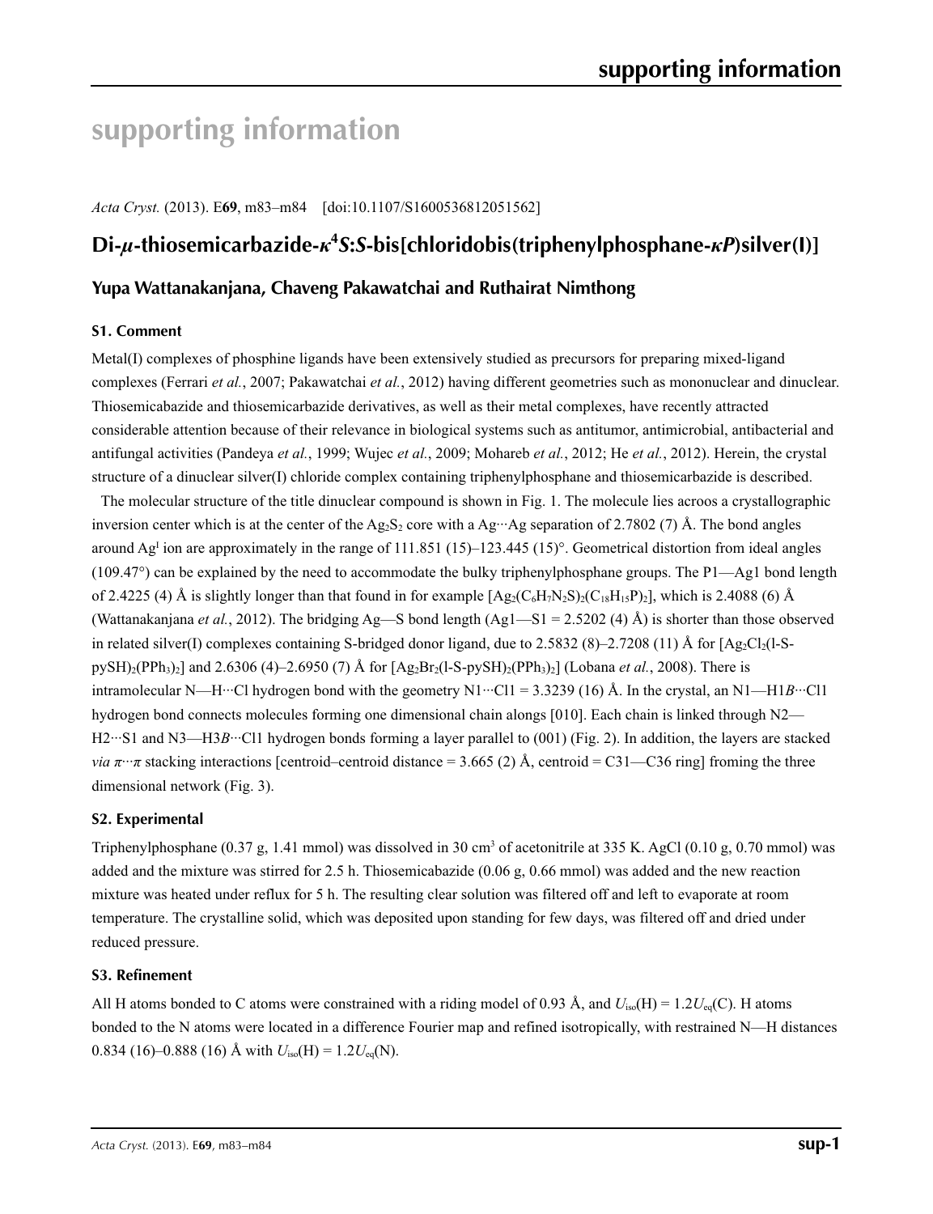# supporting information

*Acta Cryst.* (2013). E**69**, m83–m84 [doi:10.1107/S1600536812051562]

## Di-*μ*-thiosemicarbazide-*κ*$^4$*S*:*S*-bis[chloridobis(triphenylphosphane-*κP*)silver(I)]

### Yupa Wattanakanjana, Chaveng Pakawatchai and Ruthairat Nimthong

#### S1. Comment

Metal(I) complexes of phosphine ligands have been extensively studied as precursors for preparing mixed-ligand complexes (Ferrari *et al.*, 2007; Pakawatchai *et al.*, 2012) having different geometries such as mononuclear and dinuclear. Thiosemicabazide and thiosemicarbazide derivatives, as well as their metal complexes, have recently attracted considerable attention because of their relevance in biological systems such as antitumor, antimicrobial, antibacterial and antifungal activities (Pandeya *et al.*, 1999; Wujec *et al.*, 2009; Mohareb *et al.*, 2012; He *et al.*, 2012). Herein, the crystal structure of a dinuclear silver(I) chloride complex containing triphenylphosphane and thiosemicarbazide is described.

The molecular structure of the title dinuclear compound is shown in Fig. 1. The molecule lies acroos a crystallographic inversion center which is at the center of the $Ag_2S_2$ core with a Ag···Ag separation of 2.7802 (7) Å. The bond angles around Ag$^I$ ion are approximately in the range of 111.851 (15)–123.445 (15)°. Geometrical distortion from ideal angles (109.47°) can be explained by the need to accommodate the bulky triphenylphosphane groups. The P1—Ag1 bond length of 2.4225 (4) Å is slightly longer than that found in for example [$Ag_2(C_6H_7N_2S)_2(C_{18}H_{15}P)_2$], which is 2.4088 (6) Å (Wattanakanjana *et al.*, 2012). The bridging Ag—S bond length (Ag1—S1 = 2.5202 (4) Å) is shorter than those observed in related silver(I) complexes containing S-bridged donor ligand, due to 2.5832 (8)–2.7208 (11) Å for [$Ag_2Cl_2$(l-S-pySH)$_2$(PPh$_3$)$_2$] and 2.6306 (4)–2.6950 (7) Å for [$Ag_2Br_2$(l-S-pySH)$_2$(PPh$_3$)$_2$] (Lobana *et al.*, 2008). There is intramolecular N—H···Cl hydrogen bond with the geometry N1···Cl1 = 3.3239 (16) Å. In the crystal, an N1—H1*B*···Cl1 hydrogen bond connects molecules forming one dimensional chain alongs [010]. Each chain is linked through N2—H2···S1 and N3—H3*B*···Cl1 hydrogen bonds forming a layer parallel to (001) (Fig. 2). In addition, the layers are stacked *via* *π*···*π* stacking interactions [centroid–centroid distance = 3.665 (2) Å, centroid = C31—C36 ring] froming the three dimensional network (Fig. 3).

#### S2. Experimental

Triphenylphosphane (0.37 g, 1.41 mmol) was dissolved in 30 cm$^3$ of acetonitrile at 335 K. AgCl (0.10 g, 0.70 mmol) was added and the mixture was stirred for 2.5 h. Thiosemicabazide (0.06 g, 0.66 mmol) was added and the new reaction mixture was heated under reflux for 5 h. The resulting clear solution was filtered off and left to evaporate at room temperature. The crystalline solid, which was deposited upon standing for few days, was filtered off and dried under reduced pressure.

#### S3. Refinement

All H atoms bonded to C atoms were constrained with a riding model of 0.93 Å, and $U_{iso}$(H) = 1.2$U_{eq}$(C). H atoms bonded to the N atoms were located in a difference Fourier map and refined isotropically, with restrained N—H distances 0.834 (16)–0.888 (16) Å with $U_{iso}$(H) = 1.2$U_{eq}$(N).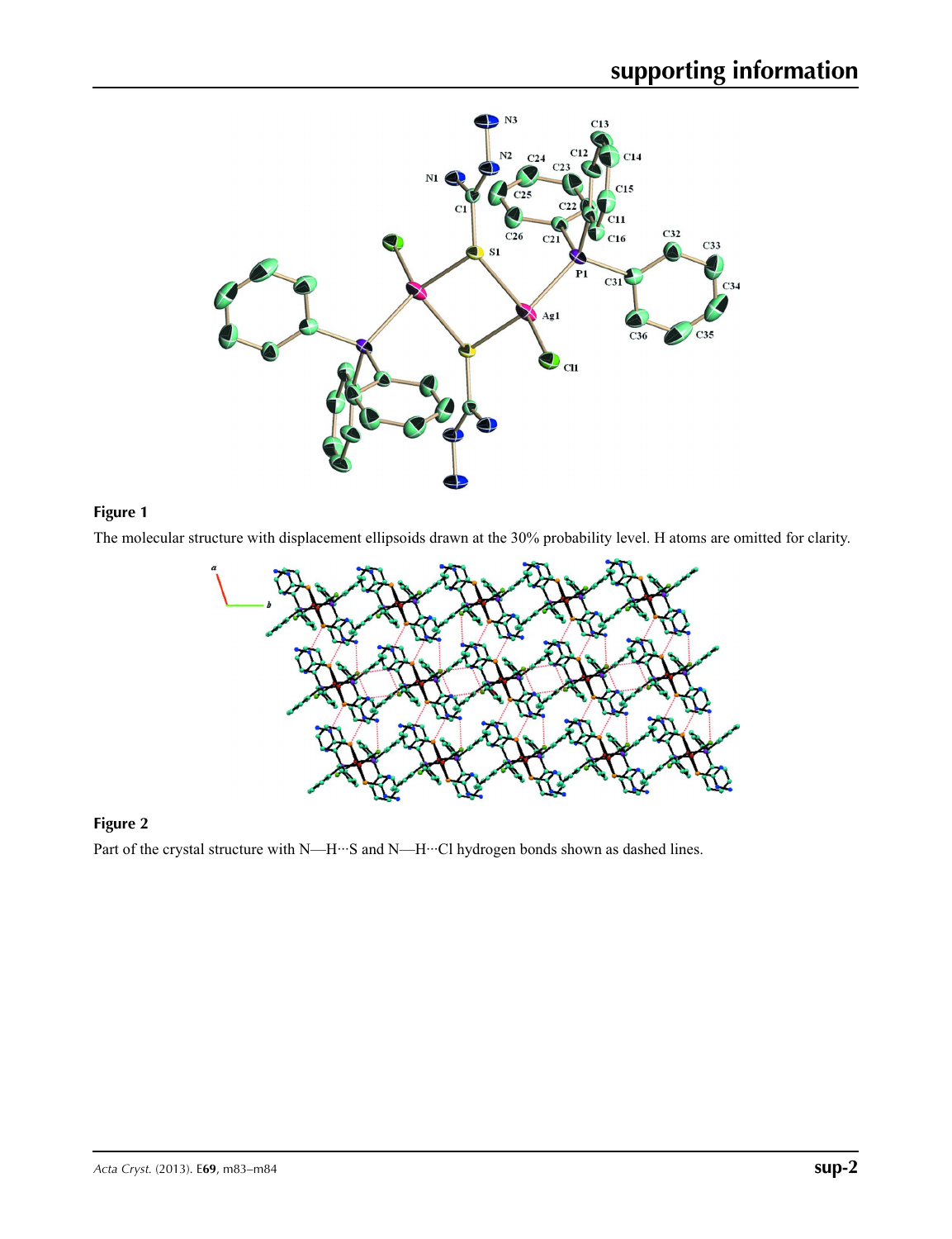**Figure 1**

The molecular structure with displacement ellipsoids drawn at the 30% probability level. H atoms are omitted for clarity.

**Figure 2**

Part of the crystal structure with N—H···S and N—H···Cl hydrogen bonds shown as dashed lines.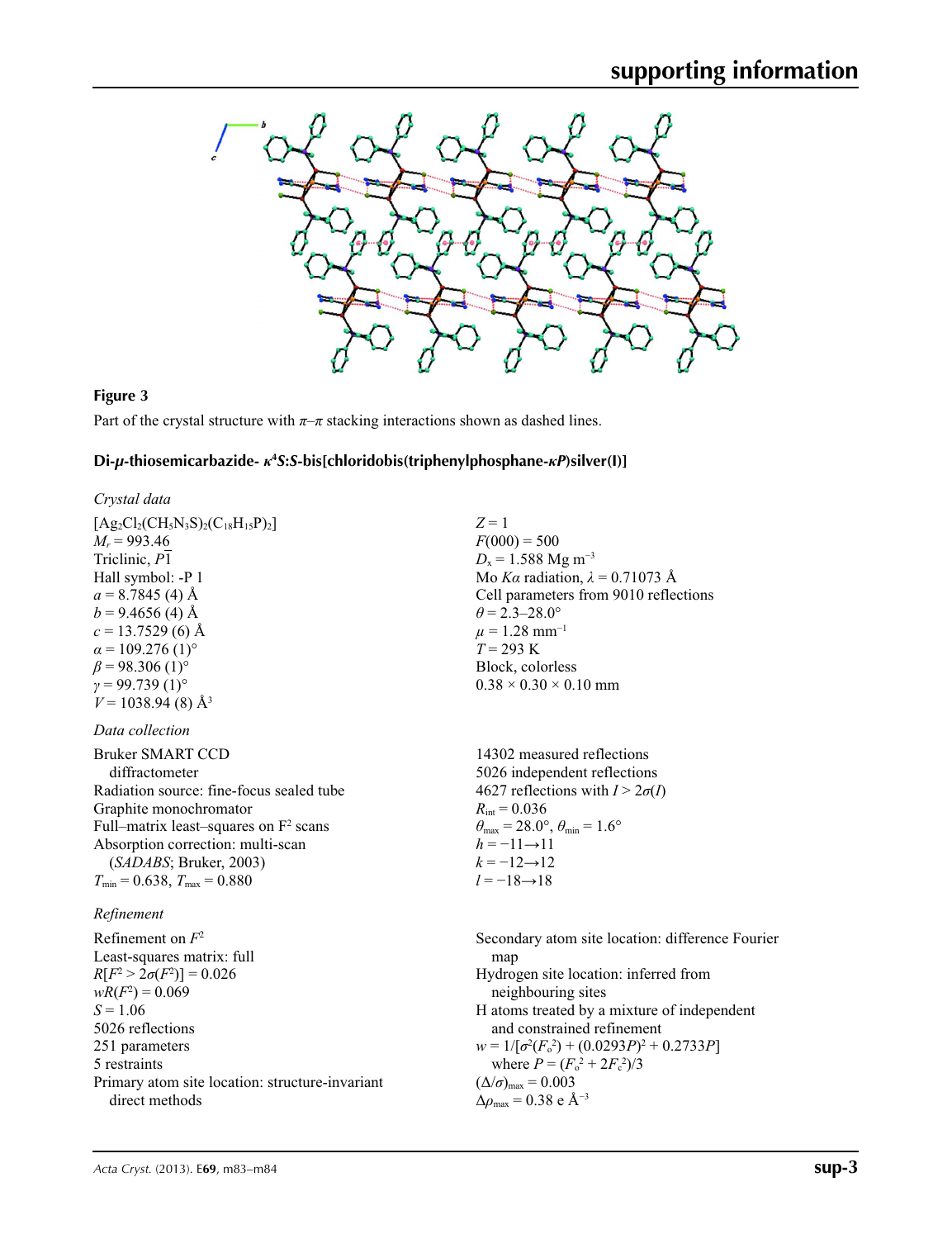**Figure 3**

Part of the crystal structure with $\pi$–$\pi$ stacking interactions shown as dashed lines.

### Di-$\mu$-thiosemicarbazide- $\kappa^4S$:$S$-bis[chloridobis(triphenylphosphane-$\kappa P$)silver(I)]

*Crystal data*

$[Ag_2Cl_2(CH_5N_3S)_2(C_{18}H_{15}P)_2]$
$M_r = 993.46$
Triclinic, $P\overline{1}$
Hall symbol: -P 1
$a = 8.7845$ (4) Å
$b = 9.4656$ (4) Å
$c = 13.7529$ (6) Å
$\alpha = 109.276$ (1)°
$\beta = 98.306$ (1)°
$\gamma = 99.739$ (1)°
$V = 1038.94$ (8) Å$^3$
$Z = 1$
$F(000) = 500$
$D_x = 1.588$ Mg m$^{-3}$
Mo $K\alpha$ radiation, $\lambda = 0.71073$ Å
Cell parameters from 9010 reflections
$\theta = 2.3$–28.0°
$\mu = 1.28$ mm$^{-1}$
$T = 293$ K
Block, colorless
0.38 × 0.30 × 0.10 mm

*Data collection*

Bruker SMART CCD diffractometer
Radiation source: fine-focus sealed tube
Graphite monochromator
Full–matrix least–squares on F$^2$ scans
Absorption correction: multi-scan (*SADABS*; Bruker, 2003)
$T_{min} = 0.638$, $T_{max} = 0.880$
14302 measured reflections
5026 independent reflections
4627 reflections with $I > 2\sigma(I)$
$R_{int} = 0.036$
$\theta_{max} = 28.0°$, $\theta_{min} = 1.6°$
$h = -11 \rightarrow 11$
$k = -12 \rightarrow 12$
$l = -18 \rightarrow 18$

*Refinement*

Refinement on $F^2$
Least-squares matrix: full
$R[F^2 > 2\sigma(F^2)] = 0.026$
$wR(F^2) = 0.069$
$S = 1.06$
5026 reflections
251 parameters
5 restraints
Primary atom site location: structure-invariant direct methods
Secondary atom site location: difference Fourier map
Hydrogen site location: inferred from neighbouring sites
H atoms treated by a mixture of independent and constrained refinement
$w = 1/[\sigma^2(F_o^2) + (0.0293P)^2 + 0.2733P]$
where $P = (F_o^2 + 2F_c^2)/3$
$(\Delta/\sigma)_{max} = 0.003$
$\Delta\rho_{max} = 0.38$ e Å$^{-3}$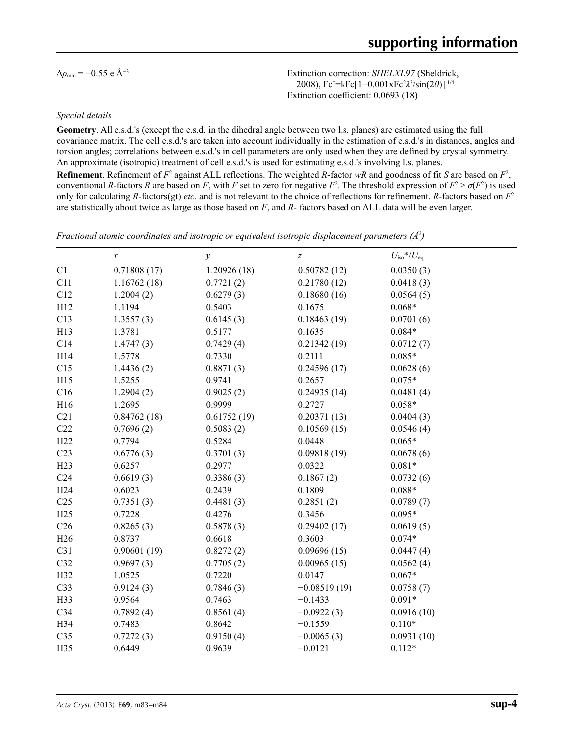$\Delta\rho_{min} = -0.55$ e Å$^{-3}$

Extinction correction: *SHELXL97* (Sheldrick, 2008), Fc$^*$=kFc[1+0.001xFc$^2\lambda^3$/sin(2$\theta$)]$^{-1/4}$

Extinction coefficient: 0.0693 (18)

*Special details*

**Geometry**. All e.s.d.'s (except the e.s.d. in the dihedral angle between two l.s. planes) are estimated using the full covariance matrix. The cell e.s.d.'s are taken into account individually in the estimation of e.s.d.'s in distances, angles and torsion angles; correlations between e.s.d.'s in cell parameters are only used when they are defined by crystal symmetry. An approximate (isotropic) treatment of cell e.s.d.'s is used for estimating e.s.d.'s involving l.s. planes.

**Refinement**. Refinement of $F^2$ against ALL reflections. The weighted *R*-factor *wR* and goodness of fit *S* are based on $F^2$, conventional *R*-factors *R* are based on *F*, with *F* set to zero for negative $F^2$. The threshold expression of $F^2 > \sigma(F^2)$ is used only for calculating *R*-factors(gt) *etc*. and is not relevant to the choice of reflections for refinement. *R*-factors based on $F^2$ are statistically about twice as large as those based on *F*, and *R*- factors based on ALL data will be even larger.

*Fractional atomic coordinates and isotropic or equivalent isotropic displacement parameters (Å$^2$)*

| | *x* | *y* | *z* | $U_{iso}$*/$U_{eq}$ |
|---|---|---|---|---|
| C1 | 0.71808 (17) | 1.20926 (18) | 0.50782 (12) | 0.0350 (3) |
| C11 | 1.16762 (18) | 0.7721 (2) | 0.21780 (12) | 0.0418 (3) |
| C12 | 1.2004 (2) | 0.6279 (3) | 0.18680 (16) | 0.0564 (5) |
| H12 | 1.1194 | 0.5403 | 0.1675 | 0.068* |
| C13 | 1.3557 (3) | 0.6145 (3) | 0.18463 (19) | 0.0701 (6) |
| H13 | 1.3781 | 0.5177 | 0.1635 | 0.084* |
| C14 | 1.4747 (3) | 0.7429 (4) | 0.21342 (19) | 0.0712 (7) |
| H14 | 1.5778 | 0.7330 | 0.2111 | 0.085* |
| C15 | 1.4436 (2) | 0.8871 (3) | 0.24596 (17) | 0.0628 (6) |
| H15 | 1.5255 | 0.9741 | 0.2657 | 0.075* |
| C16 | 1.2904 (2) | 0.9025 (2) | 0.24935 (14) | 0.0481 (4) |
| H16 | 1.2695 | 0.9999 | 0.2727 | 0.058* |
| C21 | 0.84762 (18) | 0.61752 (19) | 0.20371 (13) | 0.0404 (3) |
| C22 | 0.7696 (2) | 0.5083 (2) | 0.10569 (15) | 0.0546 (4) |
| H22 | 0.7794 | 0.5284 | 0.0448 | 0.065* |
| C23 | 0.6776 (3) | 0.3701 (3) | 0.09818 (19) | 0.0678 (6) |
| H23 | 0.6257 | 0.2977 | 0.0322 | 0.081* |
| C24 | 0.6619 (3) | 0.3386 (3) | 0.1867 (2) | 0.0732 (6) |
| H24 | 0.6023 | 0.2439 | 0.1809 | 0.088* |
| C25 | 0.7351 (3) | 0.4481 (3) | 0.2851 (2) | 0.0789 (7) |
| H25 | 0.7228 | 0.4276 | 0.3456 | 0.095* |
| C26 | 0.8265 (3) | 0.5878 (3) | 0.29402 (17) | 0.0619 (5) |
| H26 | 0.8737 | 0.6618 | 0.3603 | 0.074* |
| C31 | 0.90601 (19) | 0.8272 (2) | 0.09696 (15) | 0.0447 (4) |
| C32 | 0.9697 (3) | 0.7705 (2) | 0.00965 (15) | 0.0562 (4) |
| H32 | 1.0525 | 0.7220 | 0.0147 | 0.067* |
| C33 | 0.9124 (3) | 0.7846 (3) | −0.08519 (19) | 0.0758 (7) |
| H33 | 0.9564 | 0.7463 | −0.1433 | 0.091* |
| C34 | 0.7892 (4) | 0.8561 (4) | −0.0922 (3) | 0.0916 (10) |
| H34 | 0.7483 | 0.8642 | −0.1559 | 0.110* |
| C35 | 0.7272 (3) | 0.9150 (4) | −0.0065 (3) | 0.0931 (10) |
| H35 | 0.6449 | 0.9639 | −0.0121 | 0.112* |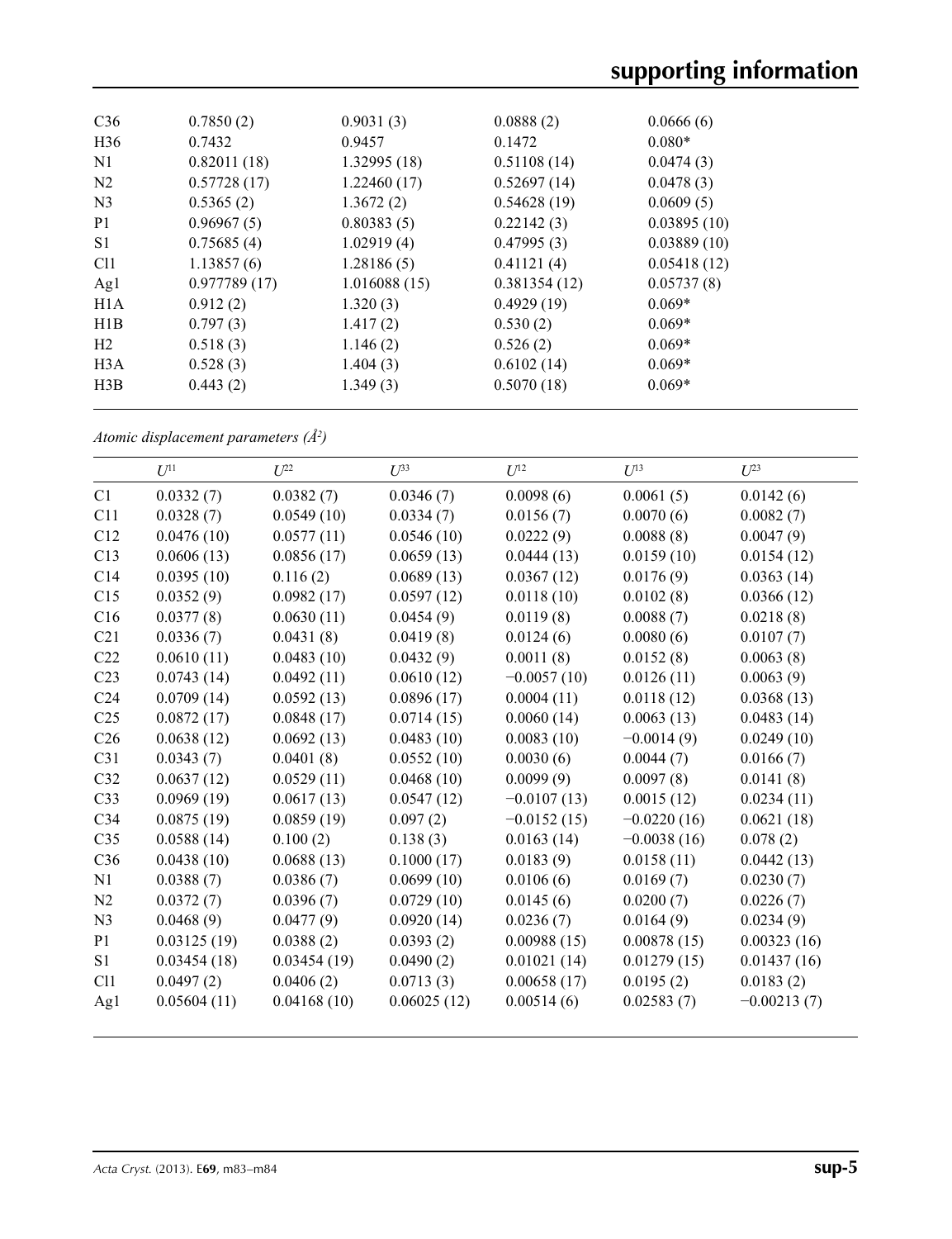| | | | | |
|---|---|---|---|---|
| C36 | 0.7850 (2) | 0.9031 (3) | 0.0888 (2) | 0.0666 (6) |
| H36 | 0.7432 | 0.9457 | 0.1472 | 0.080* |
| N1 | 0.82011 (18) | 1.32995 (18) | 0.51108 (14) | 0.0474 (3) |
| N2 | 0.57728 (17) | 1.22460 (17) | 0.52697 (14) | 0.0478 (3) |
| N3 | 0.5365 (2) | 1.3672 (2) | 0.54628 (19) | 0.0609 (5) |
| P1 | 0.96967 (5) | 0.80383 (5) | 0.22142 (3) | 0.03895 (10) |
| S1 | 0.75685 (4) | 1.02919 (4) | 0.47995 (3) | 0.03889 (10) |
| Cl1 | 1.13857 (6) | 1.28186 (5) | 0.41121 (4) | 0.05418 (12) |
| Ag1 | 0.977789 (17) | 1.016088 (15) | 0.381354 (12) | 0.05737 (8) |
| H1A | 0.912 (2) | 1.320 (3) | 0.4929 (19) | 0.069* |
| H1B | 0.797 (3) | 1.417 (2) | 0.530 (2) | 0.069* |
| H2 | 0.518 (3) | 1.146 (2) | 0.526 (2) | 0.069* |
| H3A | 0.528 (3) | 1.404 (3) | 0.6102 (14) | 0.069* |
| H3B | 0.443 (2) | 1.349 (3) | 0.5070 (18) | 0.069* |

*Atomic displacement parameters (Å²)*

| | $U^{11}$ | $U^{22}$ | $U^{33}$ | $U^{12}$ | $U^{13}$ | $U^{23}$ |
|---|---|---|---|---|---|---|
| C1 | 0.0332 (7) | 0.0382 (7) | 0.0346 (7) | 0.0098 (6) | 0.0061 (5) | 0.0142 (6) |
| C11 | 0.0328 (7) | 0.0549 (10) | 0.0334 (7) | 0.0156 (7) | 0.0070 (6) | 0.0082 (7) |
| C12 | 0.0476 (10) | 0.0577 (11) | 0.0546 (10) | 0.0222 (9) | 0.0088 (8) | 0.0047 (9) |
| C13 | 0.0606 (13) | 0.0856 (17) | 0.0659 (13) | 0.0444 (13) | 0.0159 (10) | 0.0154 (12) |
| C14 | 0.0395 (10) | 0.116 (2) | 0.0689 (13) | 0.0367 (12) | 0.0176 (9) | 0.0363 (14) |
| C15 | 0.0352 (9) | 0.0982 (17) | 0.0597 (12) | 0.0118 (10) | 0.0102 (8) | 0.0366 (12) |
| C16 | 0.0377 (8) | 0.0630 (11) | 0.0454 (9) | 0.0119 (8) | 0.0088 (7) | 0.0218 (8) |
| C21 | 0.0336 (7) | 0.0431 (8) | 0.0419 (8) | 0.0124 (6) | 0.0080 (6) | 0.0107 (7) |
| C22 | 0.0610 (11) | 0.0483 (10) | 0.0432 (9) | 0.0011 (8) | 0.0152 (8) | 0.0063 (8) |
| C23 | 0.0743 (14) | 0.0492 (11) | 0.0610 (12) | −0.0057 (10) | 0.0126 (11) | 0.0063 (9) |
| C24 | 0.0709 (14) | 0.0592 (13) | 0.0896 (17) | 0.0004 (11) | 0.0118 (12) | 0.0368 (13) |
| C25 | 0.0872 (17) | 0.0848 (17) | 0.0714 (15) | 0.0060 (14) | 0.0063 (13) | 0.0483 (14) |
| C26 | 0.0638 (12) | 0.0692 (13) | 0.0483 (10) | 0.0083 (10) | −0.0014 (9) | 0.0249 (10) |
| C31 | 0.0343 (7) | 0.0401 (8) | 0.0552 (10) | 0.0030 (6) | 0.0044 (7) | 0.0166 (7) |
| C32 | 0.0637 (12) | 0.0529 (11) | 0.0468 (10) | 0.0099 (9) | 0.0097 (8) | 0.0141 (8) |
| C33 | 0.0969 (19) | 0.0617 (13) | 0.0547 (12) | −0.0107 (13) | 0.0015 (12) | 0.0234 (11) |
| C34 | 0.0875 (19) | 0.0859 (19) | 0.097 (2) | −0.0152 (15) | −0.0220 (16) | 0.0621 (18) |
| C35 | 0.0588 (14) | 0.100 (2) | 0.138 (3) | 0.0163 (14) | −0.0038 (16) | 0.078 (2) |
| C36 | 0.0438 (10) | 0.0688 (13) | 0.1000 (17) | 0.0183 (9) | 0.0158 (11) | 0.0442 (13) |
| N1 | 0.0388 (7) | 0.0386 (7) | 0.0699 (10) | 0.0106 (6) | 0.0169 (7) | 0.0230 (7) |
| N2 | 0.0372 (7) | 0.0396 (7) | 0.0729 (10) | 0.0145 (6) | 0.0200 (7) | 0.0226 (7) |
| N3 | 0.0468 (9) | 0.0477 (9) | 0.0920 (14) | 0.0236 (7) | 0.0164 (9) | 0.0234 (9) |
| P1 | 0.03125 (19) | 0.0388 (2) | 0.0393 (2) | 0.00988 (15) | 0.00878 (15) | 0.00323 (16) |
| S1 | 0.03454 (18) | 0.03454 (19) | 0.0490 (2) | 0.01021 (14) | 0.01279 (15) | 0.01437 (16) |
| Cl1 | 0.0497 (2) | 0.0406 (2) | 0.0713 (3) | 0.00658 (17) | 0.0195 (2) | 0.0183 (2) |
| Ag1 | 0.05604 (11) | 0.04168 (10) | 0.06025 (12) | 0.00514 (6) | 0.02583 (7) | −0.00213 (7) |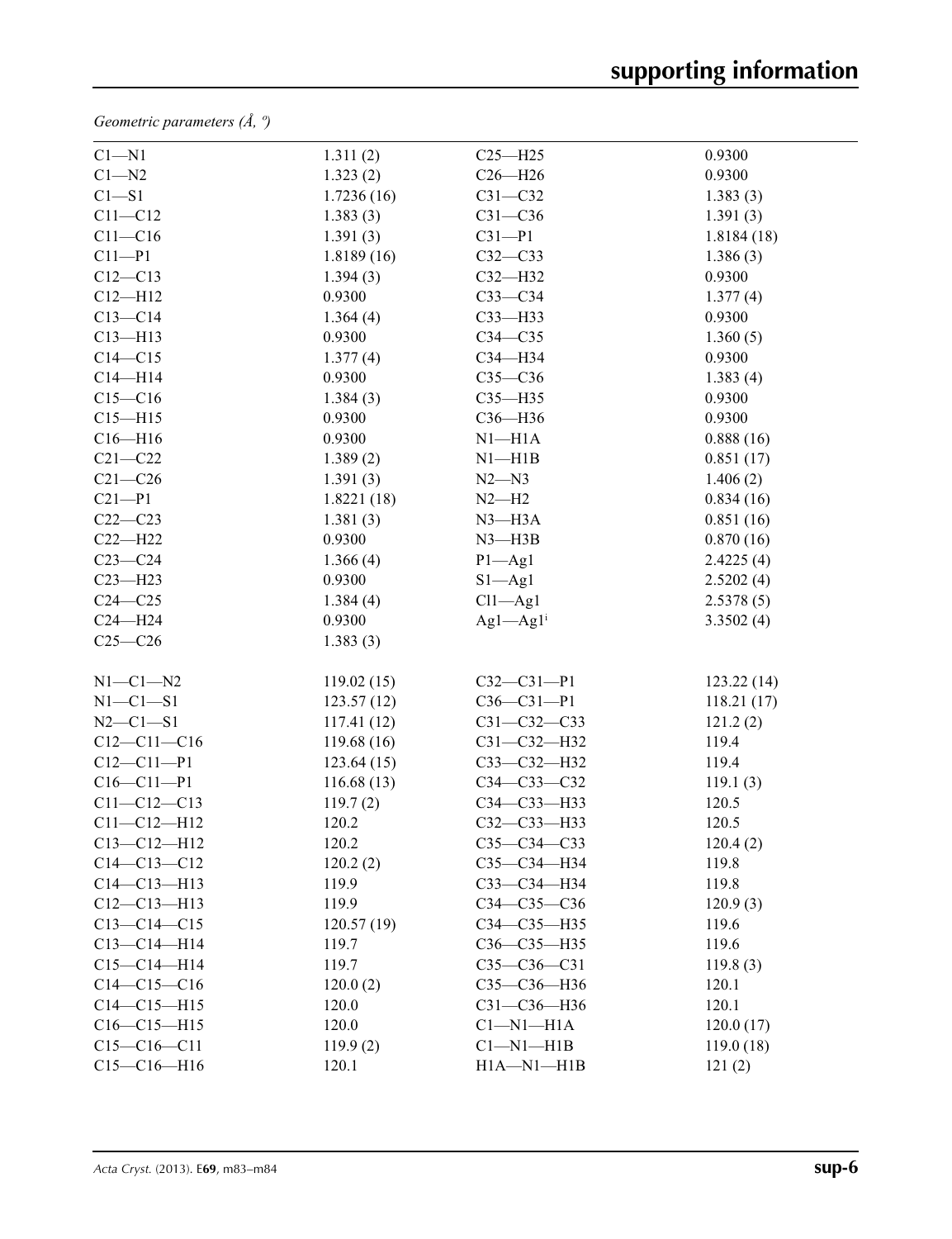*Geometric parameters (Å, º)*

| | | | |
|---|---|---|---|
| C1—N1 | 1.311 (2) | C25—H25 | 0.9300 |
| C1—N2 | 1.323 (2) | C26—H26 | 0.9300 |
| C1—S1 | 1.7236 (16) | C31—C32 | 1.383 (3) |
| C11—C12 | 1.383 (3) | C31—C36 | 1.391 (3) |
| C11—C16 | 1.391 (3) | C31—P1 | 1.8184 (18) |
| C11—P1 | 1.8189 (16) | C32—C33 | 1.386 (3) |
| C12—C13 | 1.394 (3) | C32—H32 | 0.9300 |
| C12—H12 | 0.9300 | C33—C34 | 1.377 (4) |
| C13—C14 | 1.364 (4) | C33—H33 | 0.9300 |
| C13—H13 | 0.9300 | C34—C35 | 1.360 (5) |
| C14—C15 | 1.377 (4) | C34—H34 | 0.9300 |
| C14—H14 | 0.9300 | C35—C36 | 1.383 (4) |
| C15—C16 | 1.384 (3) | C35—H35 | 0.9300 |
| C15—H15 | 0.9300 | C36—H36 | 0.9300 |
| C16—H16 | 0.9300 | N1—H1A | 0.888 (16) |
| C21—C22 | 1.389 (2) | N1—H1B | 0.851 (17) |
| C21—C26 | 1.391 (3) | N2—N3 | 1.406 (2) |
| C21—P1 | 1.8221 (18) | N2—H2 | 0.834 (16) |
| C22—C23 | 1.381 (3) | N3—H3A | 0.851 (16) |
| C22—H22 | 0.9300 | N3—H3B | 0.870 (16) |
| C23—C24 | 1.366 (4) | P1—Ag1 | 2.4225 (4) |
| C23—H23 | 0.9300 | S1—Ag1 | 2.5202 (4) |
| C24—C25 | 1.384 (4) | Cl1—Ag1 | 2.5378 (5) |
| C24—H24 | 0.9300 | Ag1—Ag1$^{i}$ | 3.3502 (4) |
| C25—C26 | 1.383 (3) | | |
| | | | |
| N1—C1—N2 | 119.02 (15) | C32—C31—P1 | 123.22 (14) |
| N1—C1—S1 | 123.57 (12) | C36—C31—P1 | 118.21 (17) |
| N2—C1—S1 | 117.41 (12) | C31—C32—C33 | 121.2 (2) |
| C12—C11—C16 | 119.68 (16) | C31—C32—H32 | 119.4 |
| C12—C11—P1 | 123.64 (15) | C33—C32—H32 | 119.4 |
| C16—C11—P1 | 116.68 (13) | C34—C33—C32 | 119.1 (3) |
| C11—C12—C13 | 119.7 (2) | C34—C33—H33 | 120.5 |
| C11—C12—H12 | 120.2 | C32—C33—H33 | 120.5 |
| C13—C12—H12 | 120.2 | C35—C34—C33 | 120.4 (2) |
| C14—C13—C12 | 120.2 (2) | C35—C34—H34 | 119.8 |
| C14—C13—H13 | 119.9 | C33—C34—H34 | 119.8 |
| C12—C13—H13 | 119.9 | C34—C35—C36 | 120.9 (3) |
| C13—C14—C15 | 120.57 (19) | C34—C35—H35 | 119.6 |
| C13—C14—H14 | 119.7 | C36—C35—H35 | 119.6 |
| C15—C14—H14 | 119.7 | C35—C36—C31 | 119.8 (3) |
| C14—C15—C16 | 120.0 (2) | C35—C36—H36 | 120.1 |
| C14—C15—H15 | 120.0 | C31—C36—H36 | 120.1 |
| C16—C15—H15 | 120.0 | C1—N1—H1A | 120.0 (17) |
| C15—C16—C11 | 119.9 (2) | C1—N1—H1B | 119.0 (18) |
| C15—C16—H16 | 120.1 | H1A—N1—H1B | 121 (2) |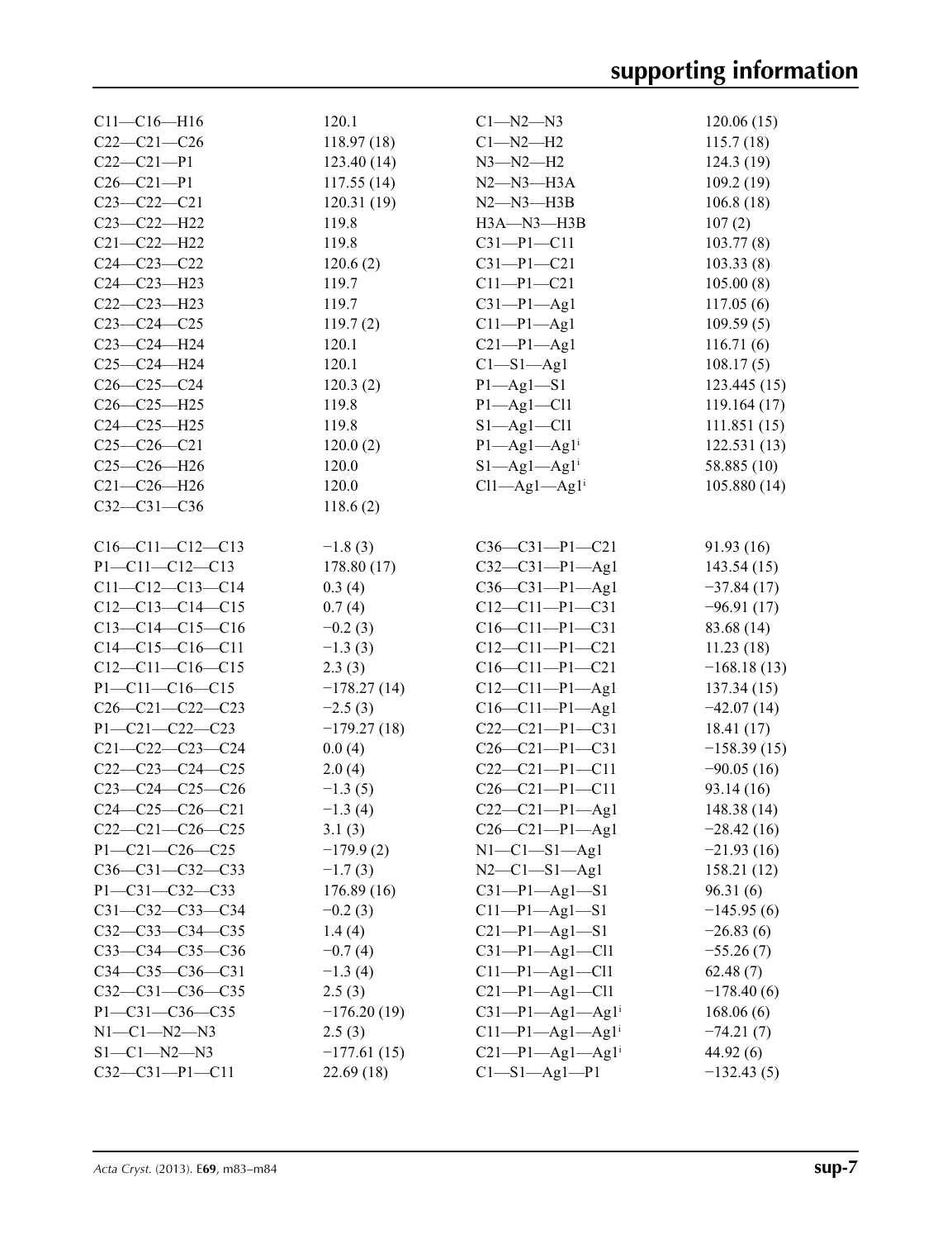| | | | |
|---|---|---|---|
| C11—C16—H16 | 120.1 | C1—N2—N3 | 120.06 (15) |
| C22—C21—C26 | 118.97 (18) | C1—N2—H2 | 115.7 (18) |
| C22—C21—P1 | 123.40 (14) | N3—N2—H2 | 124.3 (19) |
| C26—C21—P1 | 117.55 (14) | N2—N3—H3A | 109.2 (19) |
| C23—C22—C21 | 120.31 (19) | N2—N3—H3B | 106.8 (18) |
| C23—C22—H22 | 119.8 | H3A—N3—H3B | 107 (2) |
| C21—C22—H22 | 119.8 | C31—P1—C11 | 103.77 (8) |
| C24—C23—C22 | 120.6 (2) | C31—P1—C21 | 103.33 (8) |
| C24—C23—H23 | 119.7 | C11—P1—C21 | 105.00 (8) |
| C22—C23—H23 | 119.7 | C31—P1—Ag1 | 117.05 (6) |
| C23—C24—C25 | 119.7 (2) | C11—P1—Ag1 | 109.59 (5) |
| C23—C24—H24 | 120.1 | C21—P1—Ag1 | 116.71 (6) |
| C25—C24—H24 | 120.1 | C1—S1—Ag1 | 108.17 (5) |
| C26—C25—C24 | 120.3 (2) | P1—Ag1—S1 | 123.445 (15) |
| C26—C25—H25 | 119.8 | P1—Ag1—Cl1 | 119.164 (17) |
| C24—C25—H25 | 119.8 | S1—Ag1—Cl1 | 111.851 (15) |
| C25—C26—C21 | 120.0 (2) | P1—Ag1—Ag1$^{i}$ | 122.531 (13) |
| C25—C26—H26 | 120.0 | S1—Ag1—Ag1$^{i}$ | 58.885 (10) |
| C21—C26—H26 | 120.0 | Cl1—Ag1—Ag1$^{i}$ | 105.880 (14) |
| C32—C31—C36 | 118.6 (2) | | |

| | | | |
|---|---|---|---|
| C16—C11—C12—C13 | −1.8 (3) | C36—C31—P1—C21 | 91.93 (16) |
| P1—C11—C12—C13 | 178.80 (17) | C32—C31—P1—Ag1 | 143.54 (15) |
| C11—C12—C13—C14 | 0.3 (4) | C36—C31—P1—Ag1 | −37.84 (17) |
| C12—C13—C14—C15 | 0.7 (4) | C12—C11—P1—C31 | −96.91 (17) |
| C13—C14—C15—C16 | −0.2 (3) | C16—C11—P1—C31 | 83.68 (14) |
| C14—C15—C16—C11 | −1.3 (3) | C12—C11—P1—C21 | 11.23 (18) |
| C12—C11—C16—C15 | 2.3 (3) | C16—C11—P1—C21 | −168.18 (13) |
| P1—C11—C16—C15 | −178.27 (14) | C12—C11—P1—Ag1 | 137.34 (15) |
| C26—C21—C22—C23 | −2.5 (3) | C16—C11—P1—Ag1 | −42.07 (14) |
| P1—C21—C22—C23 | −179.27 (18) | C22—C21—P1—C31 | 18.41 (17) |
| C21—C22—C23—C24 | 0.0 (4) | C26—C21—P1—C31 | −158.39 (15) |
| C22—C23—C24—C25 | 2.0 (4) | C22—C21—P1—C11 | −90.05 (16) |
| C23—C24—C25—C26 | −1.3 (5) | C26—C21—P1—C11 | 93.14 (16) |
| C24—C25—C26—C21 | −1.3 (4) | C22—C21—P1—Ag1 | 148.38 (14) |
| C22—C21—C26—C25 | 3.1 (3) | C26—C21—P1—Ag1 | −28.42 (16) |
| P1—C21—C26—C25 | −179.9 (2) | N1—C1—S1—Ag1 | −21.93 (16) |
| C36—C31—C32—C33 | −1.7 (3) | N2—C1—S1—Ag1 | 158.21 (12) |
| P1—C31—C32—C33 | 176.89 (16) | C31—P1—Ag1—S1 | 96.31 (6) |
| C31—C32—C33—C34 | −0.2 (3) | C11—P1—Ag1—S1 | −145.95 (6) |
| C32—C33—C34—C35 | 1.4 (4) | C21—P1—Ag1—S1 | −26.83 (6) |
| C33—C34—C35—C36 | −0.7 (4) | C31—P1—Ag1—Cl1 | −55.26 (7) |
| C34—C35—C36—C31 | −1.3 (4) | C11—P1—Ag1—Cl1 | 62.48 (7) |
| C32—C31—C36—C35 | 2.5 (3) | C21—P1—Ag1—Cl1 | −178.40 (6) |
| P1—C31—C36—C35 | −176.20 (19) | C31—P1—Ag1—Ag1$^{i}$ | 168.06 (6) |
| N1—C1—N2—N3 | 2.5 (3) | C11—P1—Ag1—Ag1$^{i}$ | −74.21 (7) |
| S1—C1—N2—N3 | −177.61 (15) | C21—P1—Ag1—Ag1$^{i}$ | 44.92 (6) |
| C32—C31—P1—C11 | 22.69 (18) | C1—S1—Ag1—P1 | −132.43 (5) |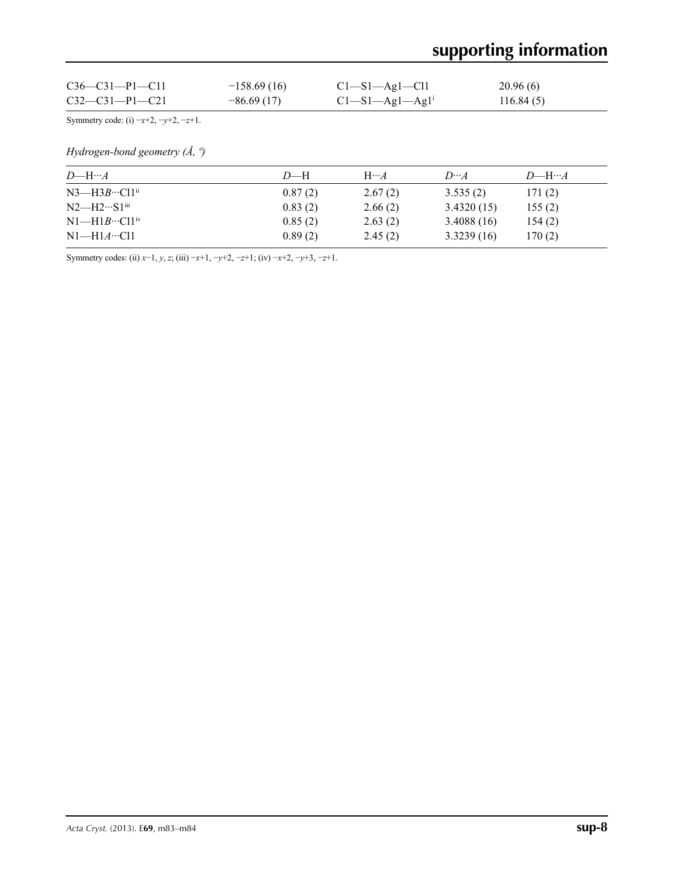| | | | |
|---|---|---|---|
| C36—C31—P1—C11 | −158.69 (16) | C1—S1—Ag1—Cl1 | 20.96 (6) |
| C32—C31—P1—C21 | −86.69 (17) | C1—S1—Ag1—Ag1$^{i}$ | 116.84 (5) |

Symmetry code: (i) −$x$+2, −$y$+2, −$z$+1.

*Hydrogen-bond geometry (Å, º)*

| $D$—H···$A$ | $D$—H | H···$A$ | $D$···$A$ | $D$—H···$A$ |
|---|---|---|---|---|
| N3—H3$B$···Cl1$^{ii}$ | 0.87 (2) | 2.67 (2) | 3.535 (2) | 171 (2) |
| N2—H2···S1$^{iii}$ | 0.83 (2) | 2.66 (2) | 3.4320 (15) | 155 (2) |
| N1—H1$B$···Cl1$^{iv}$ | 0.85 (2) | 2.63 (2) | 3.4088 (16) | 154 (2) |
| N1—H1$A$···Cl1 | 0.89 (2) | 2.45 (2) | 3.3239 (16) | 170 (2) |

Symmetry codes: (ii) $x$−1, $y$, $z$; (iii) −$x$+1, −$y$+2, −$z$+1; (iv) −$x$+2, −$y$+3, −$z$+1.